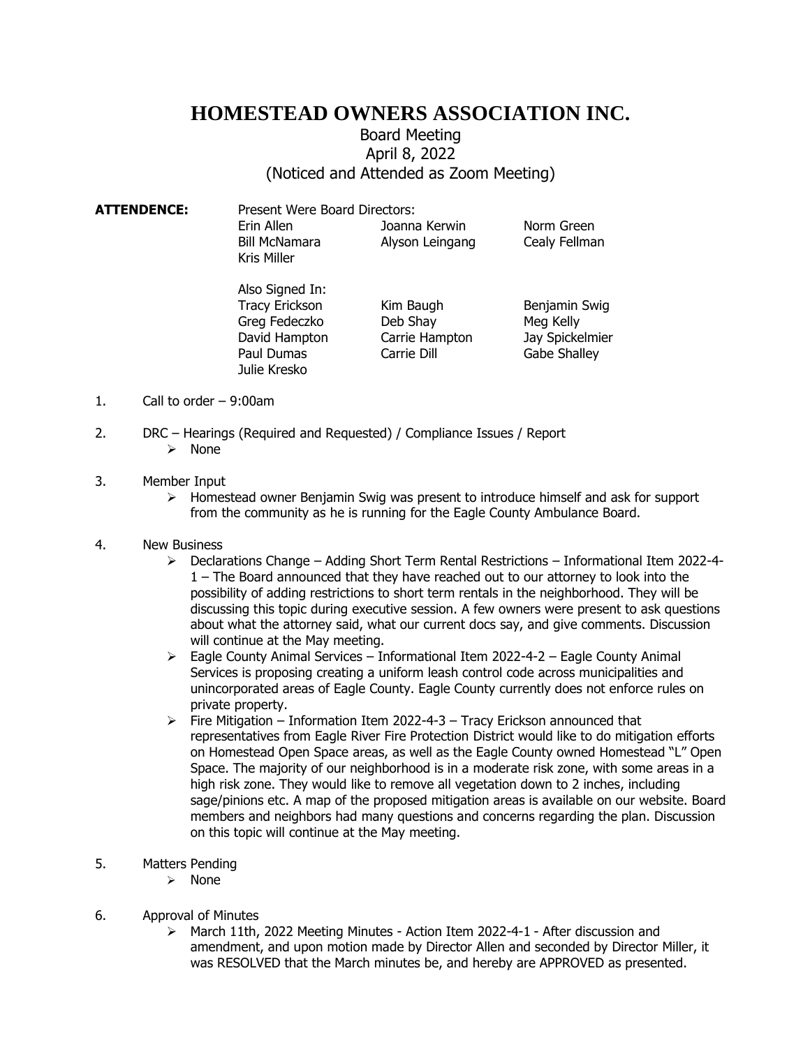# HOMESTEAD OWNERS ASSOCIATION INC.

## Board Meeting
## April 8, 2022
## (Noticed and Attended as Zoom Meeting)

**ATTENDENCE:** Present Were Board Directors:

| | | |
|---|---|---|
| Erin Allen | Joanna Kerwin | Norm Green |
| Bill McNamara | Alyson Leingang | Cealy Fellman |
| Kris Miller | | |

Also Signed In:

| | | |
|---|---|---|
| Tracy Erickson | Kim Baugh | Benjamin Swig |
| Greg Fedeczko | Deb Shay | Meg Kelly |
| David Hampton | Carrie Hampton | Jay Spickelmier |
| Paul Dumas | Carrie Dill | Gabe Shalley |
| Julie Kresko | | |

1. Call to order – 9:00am

2. DRC – Hearings (Required and Requested) / Compliance Issues / Report
   - None

3. Member Input
   - Homestead owner Benjamin Swig was present to introduce himself and ask for support from the community as he is running for the Eagle County Ambulance Board.

4. New Business
   - Declarations Change – Adding Short Term Rental Restrictions – Informational Item 2022-4-1 – The Board announced that they have reached out to our attorney to look into the possibility of adding restrictions to short term rentals in the neighborhood. They will be discussing this topic during executive session. A few owners were present to ask questions about what the attorney said, what our current docs say, and give comments. Discussion will continue at the May meeting.
   - Eagle County Animal Services – Informational Item 2022-4-2 – Eagle County Animal Services is proposing creating a uniform leash control code across municipalities and unincorporated areas of Eagle County. Eagle County currently does not enforce rules on private property.
   - Fire Mitigation – Information Item 2022-4-3 – Tracy Erickson announced that representatives from Eagle River Fire Protection District would like to do mitigation efforts on Homestead Open Space areas, as well as the Eagle County owned Homestead "L" Open Space. The majority of our neighborhood is in a moderate risk zone, with some areas in a high risk zone. They would like to remove all vegetation down to 2 inches, including sage/pinions etc. A map of the proposed mitigation areas is available on our website. Board members and neighbors had many questions and concerns regarding the plan. Discussion on this topic will continue at the May meeting.

5. Matters Pending
   - None

6. Approval of Minutes
   - March 11th, 2022 Meeting Minutes - Action Item 2022-4-1 - After discussion and amendment, and upon motion made by Director Allen and seconded by Director Miller, it was RESOLVED that the March minutes be, and hereby are APPROVED as presented.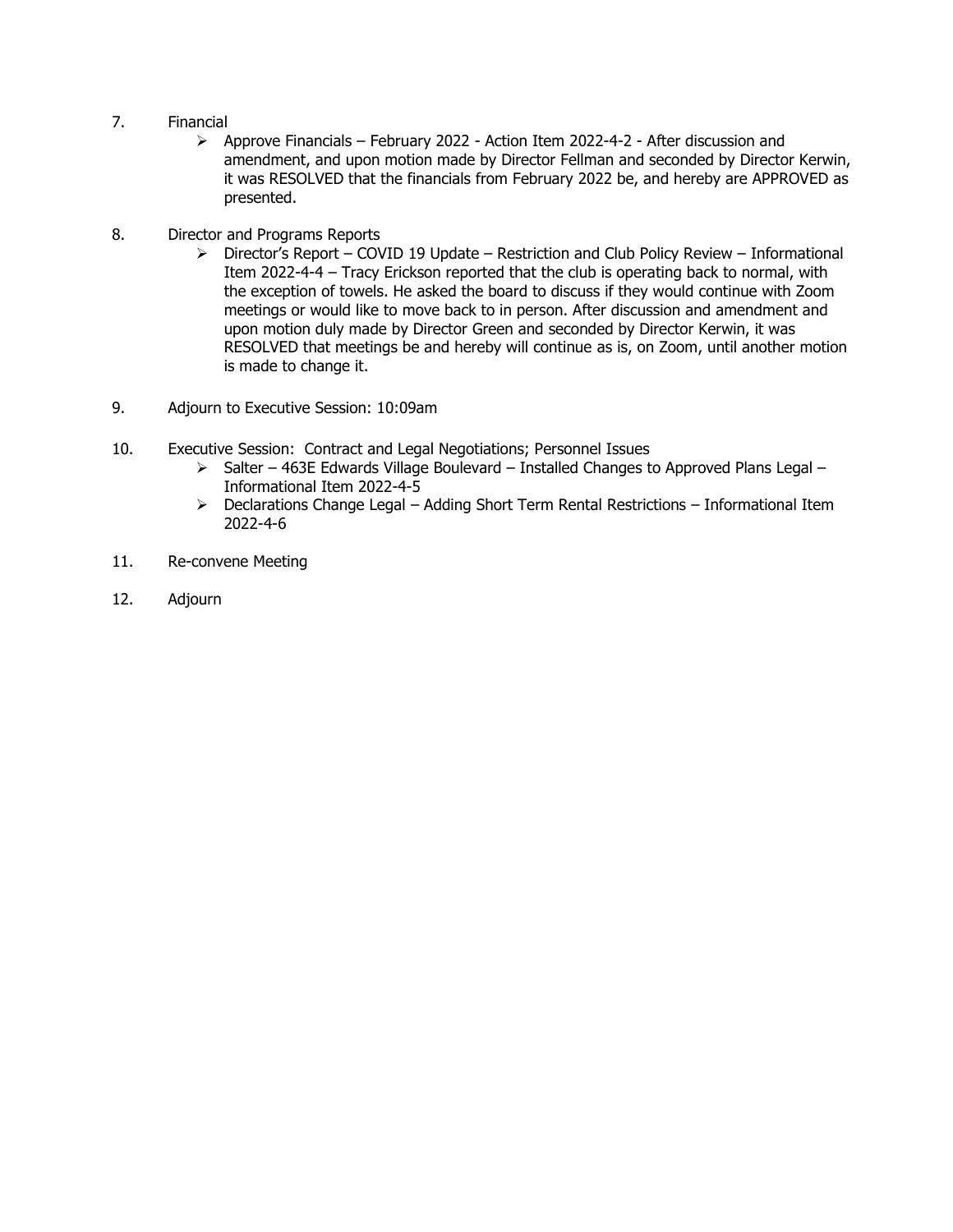7. Financial
   - Approve Financials – February 2022 - Action Item 2022-4-2 - After discussion and amendment, and upon motion made by Director Fellman and seconded by Director Kerwin, it was RESOLVED that the financials from February 2022 be, and hereby are APPROVED as presented.

8. Director and Programs Reports
   - Director's Report – COVID 19 Update – Restriction and Club Policy Review – Informational Item 2022-4-4 – Tracy Erickson reported that the club is operating back to normal, with the exception of towels. He asked the board to discuss if they would continue with Zoom meetings or would like to move back to in person. After discussion and amendment and upon motion duly made by Director Green and seconded by Director Kerwin, it was RESOLVED that meetings be and hereby will continue as is, on Zoom, until another motion is made to change it.

9. Adjourn to Executive Session: 10:09am

10. Executive Session: Contract and Legal Negotiations; Personnel Issues
    - Salter – 463E Edwards Village Boulevard – Installed Changes to Approved Plans Legal – Informational Item 2022-4-5
    - Declarations Change Legal – Adding Short Term Rental Restrictions – Informational Item 2022-4-6

11. Re-convene Meeting

12. Adjourn